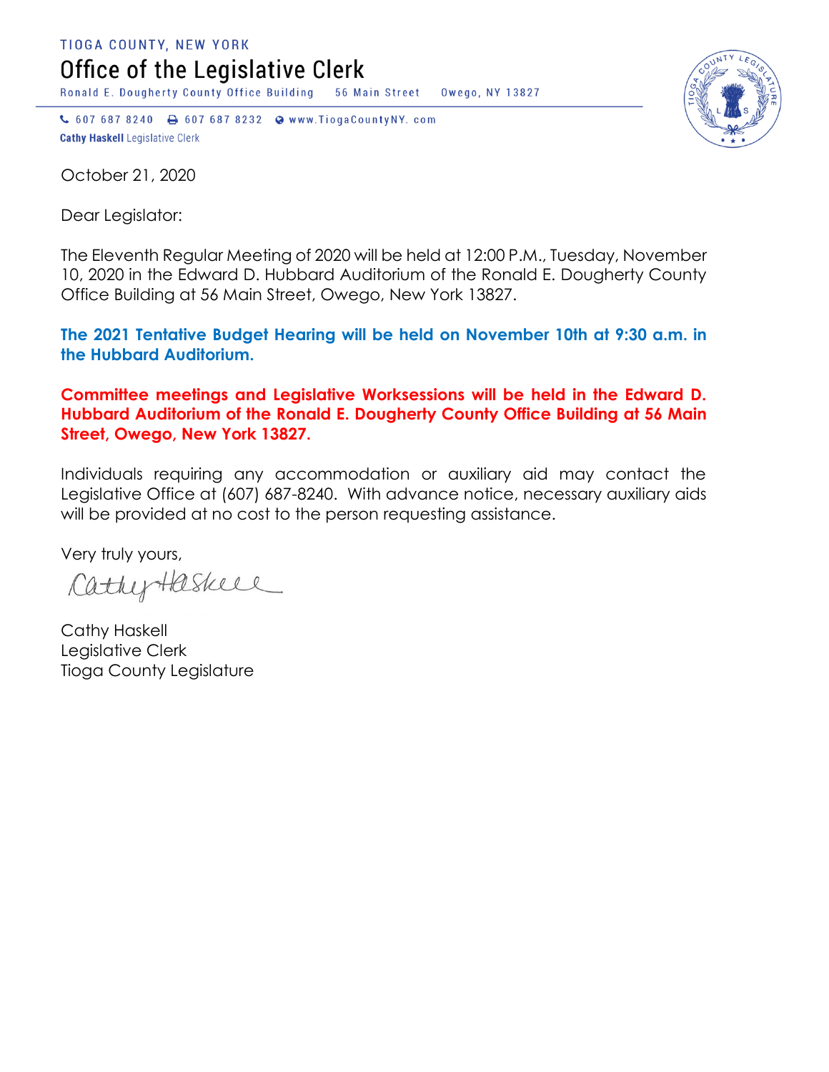TIOGA COUNTY, NEW YORK

# Office of the Legislative Clerk

Ronald E. Dougherty County Office Building 56 Main Street Owego, NY 13827

607 687 8240 607 687 8232 www.TiogaCountyNY.com

**Cathy Haskell** Legislative Clerk

October 21, 2020

Dear Legislator:

The Eleventh Regular Meeting of 2020 will be held at 12:00 P.M., Tuesday, November 10, 2020 in the Edward D. Hubbard Auditorium of the Ronald E. Dougherty County Office Building at 56 Main Street, Owego, New York 13827.

**The 2021 Tentative Budget Hearing will be held on November 10th at 9:30 a.m. in the Hubbard Auditorium.**

**Committee meetings and Legislative Worksessions will be held in the Edward D. Hubbard Auditorium of the Ronald E. Dougherty County Office Building at 56 Main Street, Owego, New York 13827.**

Individuals requiring any accommodation or auxiliary aid may contact the Legislative Office at (607) 687-8240. With advance notice, necessary auxiliary aids will be provided at no cost to the person requesting assistance.

Very truly yours,

Cathy Haskell

Cathy Haskell
Legislative Clerk
Tioga County Legislature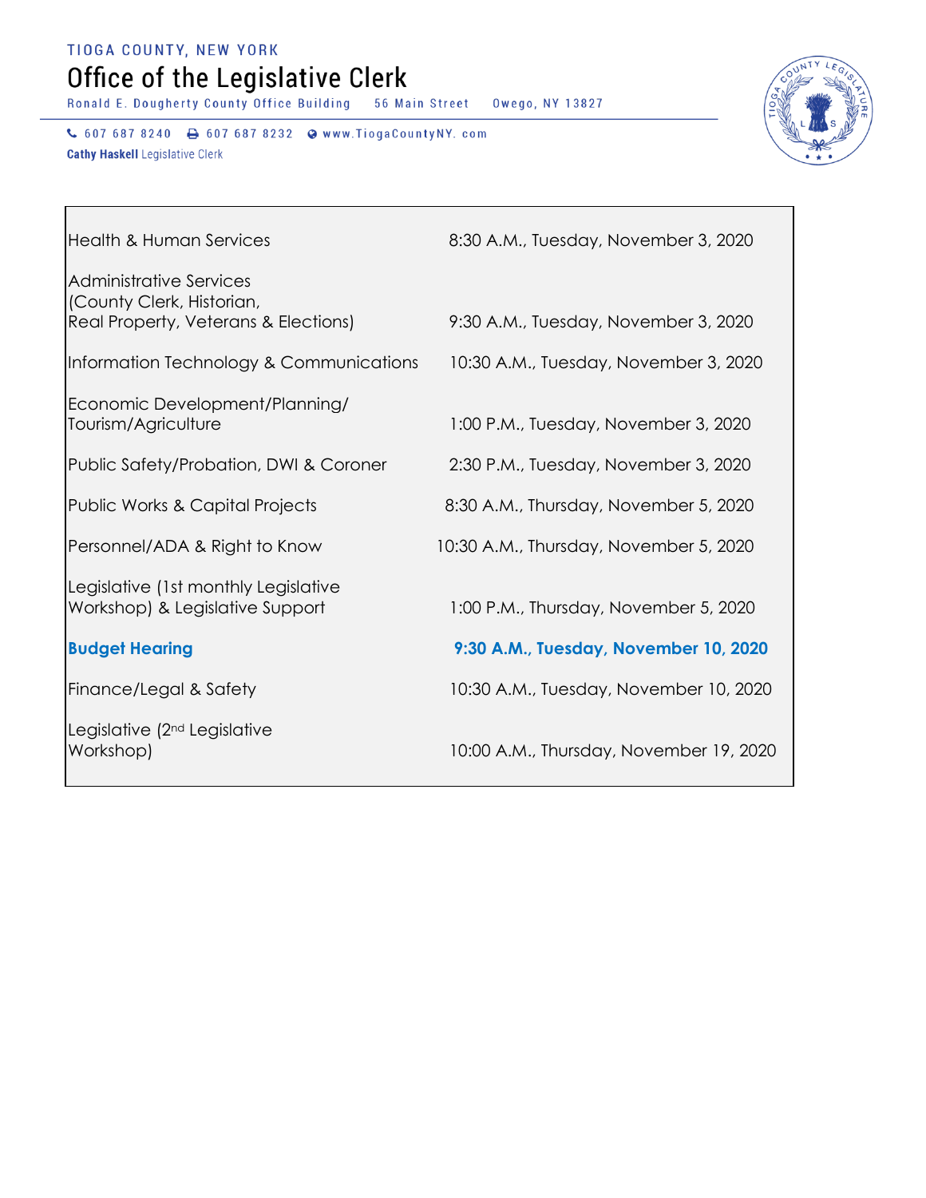TIOGA COUNTY, NEW YORK

# Office of the Legislative Clerk

Ronald E. Dougherty County Office Building 56 Main Street Owego, NY 13827

607 687 8240 607 687 8232 www.TiogaCountyNY. com

**Cathy Haskell** Legislative Clerk

| | |
|---|---|
| Health & Human Services | 8:30 A.M., Tuesday, November 3, 2020 |
| Administrative Services (County Clerk, Historian, Real Property, Veterans & Elections) | 9:30 A.M., Tuesday, November 3, 2020 |
| Information Technology & Communications | 10:30 A.M., Tuesday, November 3, 2020 |
| Economic Development/Planning/ Tourism/Agriculture | 1:00 P.M., Tuesday, November 3, 2020 |
| Public Safety/Probation, DWI & Coroner | 2:30 P.M., Tuesday, November 3, 2020 |
| Public Works & Capital Projects | 8:30 A.M., Thursday, November 5, 2020 |
| Personnel/ADA & Right to Know | 10:30 A.M., Thursday, November 5, 2020 |
| Legislative (1st monthly Legislative Workshop) & Legislative Support | 1:00 P.M., Thursday, November 5, 2020 |
| **Budget Hearing** | **9:30 A.M., Tuesday, November 10, 2020** |
| Finance/Legal & Safety | 10:30 A.M., Tuesday, November 10, 2020 |
| Legislative (2nd Legislative Workshop) | 10:00 A.M., Thursday, November 19, 2020 |